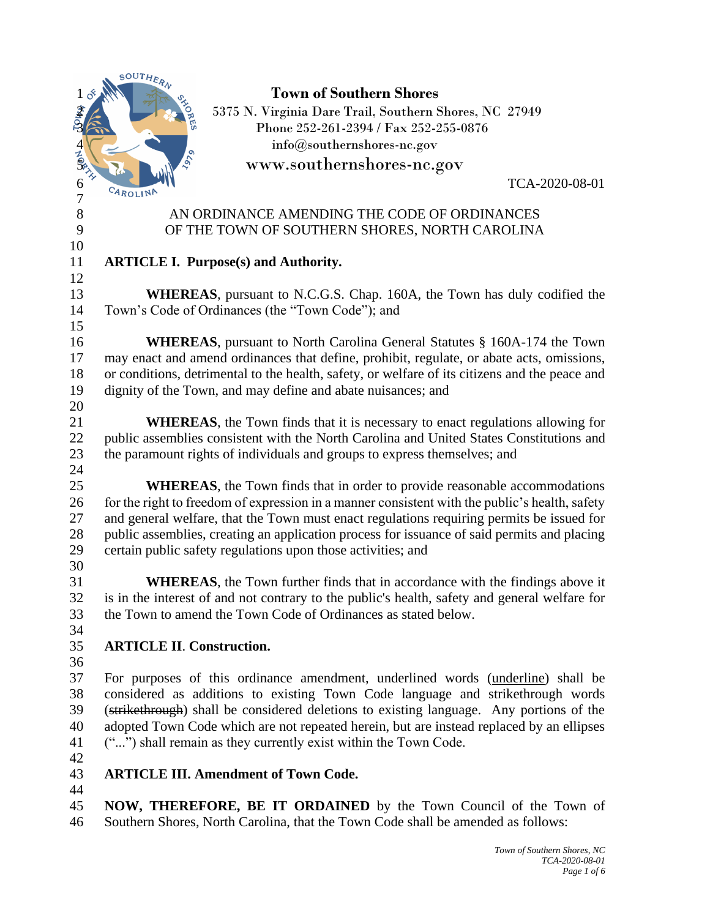**Town of Southern Shores**
5375 N. Virginia Dare Trail, Southern Shores, NC 27949
Phone 252-261-2394 / Fax 252-255-0876
info@southernshores-nc.gov
www.southernshores-nc.gov

TCA-2020-08-01

AN ORDINANCE AMENDING THE CODE OF ORDINANCES
OF THE TOWN OF SOUTHERN SHORES, NORTH CAROLINA

**ARTICLE I. Purpose(s) and Authority.**

**WHEREAS**, pursuant to N.C.G.S. Chap. 160A, the Town has duly codified the Town's Code of Ordinances (the "Town Code"); and

**WHEREAS**, pursuant to North Carolina General Statutes § 160A-174 the Town may enact and amend ordinances that define, prohibit, regulate, or abate acts, omissions, or conditions, detrimental to the health, safety, or welfare of its citizens and the peace and dignity of the Town, and may define and abate nuisances; and

**WHEREAS**, the Town finds that it is necessary to enact regulations allowing for public assemblies consistent with the North Carolina and United States Constitutions and the paramount rights of individuals and groups to express themselves; and

**WHEREAS**, the Town finds that in order to provide reasonable accommodations for the right to freedom of expression in a manner consistent with the public's health, safety and general welfare, that the Town must enact regulations requiring permits be issued for public assemblies, creating an application process for issuance of said permits and placing certain public safety regulations upon those activities; and

**WHEREAS**, the Town further finds that in accordance with the findings above it is in the interest of and not contrary to the public's health, safety and general welfare for the Town to amend the Town Code of Ordinances as stated below.

**ARTICLE II**. **Construction.**

For purposes of this ordinance amendment, underlined words (<u>underline</u>) shall be considered as additions to existing Town Code language and strikethrough words (~~strikethrough~~) shall be considered deletions to existing language. Any portions of the adopted Town Code which are not repeated herein, but are instead replaced by an ellipses ("...") shall remain as they currently exist within the Town Code.

**ARTICLE III. Amendment of Town Code.**

**NOW, THEREFORE, BE IT ORDAINED** by the Town Council of the Town of Southern Shores, North Carolina, that the Town Code shall be amended as follows: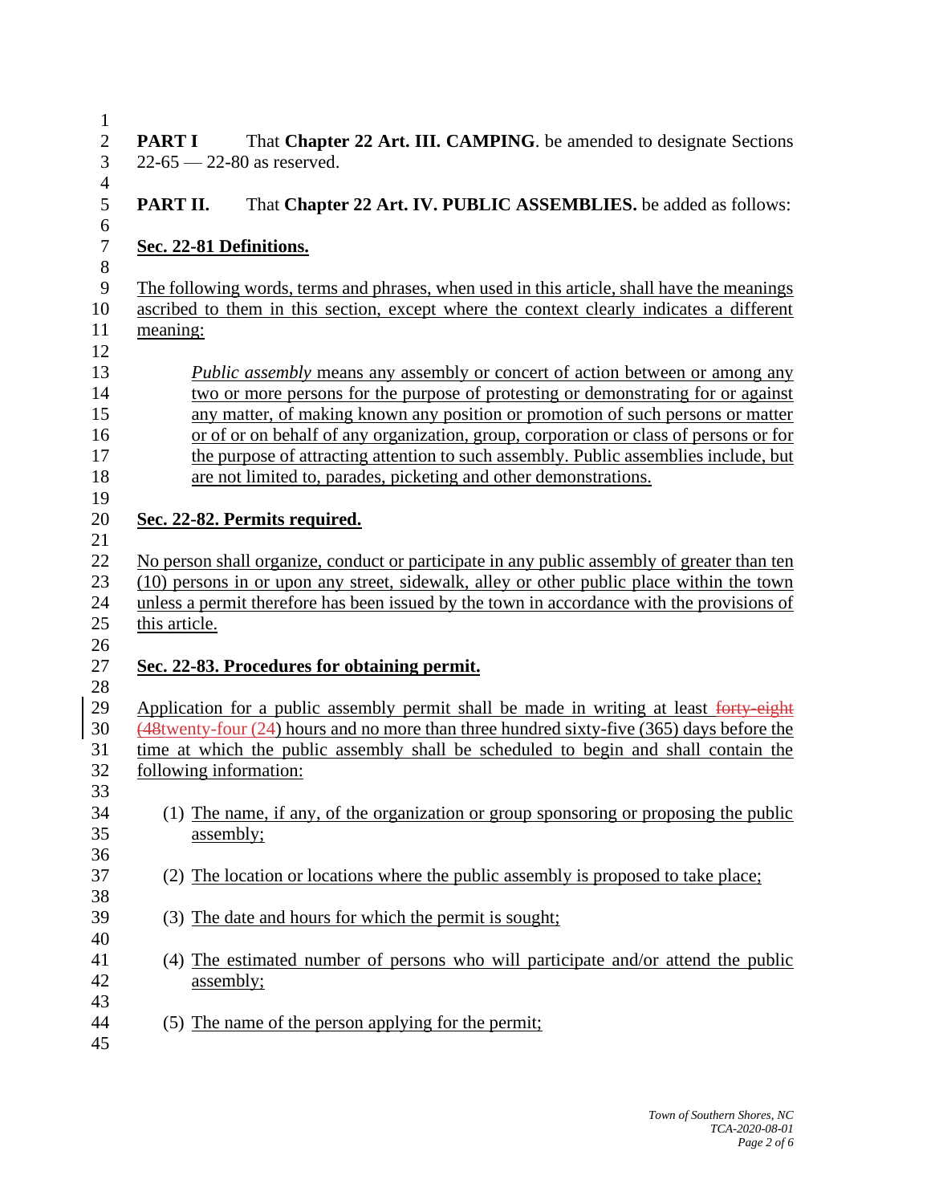**PART I** That **Chapter 22 Art. III. CAMPING**. be amended to designate Sections 22-65 — 22-80 as reserved.

**PART II.** That **Chapter 22 Art. IV. PUBLIC ASSEMBLIES.** be added as follows:

**Sec. 22-81 Definitions.**

The following words, terms and phrases, when used in this article, shall have the meanings ascribed to them in this section, except where the context clearly indicates a different meaning:

> *Public assembly* means any assembly or concert of action between or among any two or more persons for the purpose of protesting or demonstrating for or against any matter, of making known any position or promotion of such persons or matter or of or on behalf of any organization, group, corporation or class of persons or for the purpose of attracting attention to such assembly. Public assemblies include, but are not limited to, parades, picketing and other demonstrations.

**Sec. 22-82. Permits required.**

No person shall organize, conduct or participate in any public assembly of greater than ten (10) persons in or upon any street, sidewalk, alley or other public place within the town unless a permit therefore has been issued by the town in accordance with the provisions of this article.

**Sec. 22-83. Procedures for obtaining permit.**

Application for a public assembly permit shall be made in writing at least ~~forty-eight (48~~twenty-four (24) hours and no more than three hundred sixty-five (365) days before the time at which the public assembly shall be scheduled to begin and shall contain the following information:

(1) The name, if any, of the organization or group sponsoring or proposing the public assembly;

(2) The location or locations where the public assembly is proposed to take place;

(3) The date and hours for which the permit is sought;

(4) The estimated number of persons who will participate and/or attend the public assembly;

(5) The name of the person applying for the permit;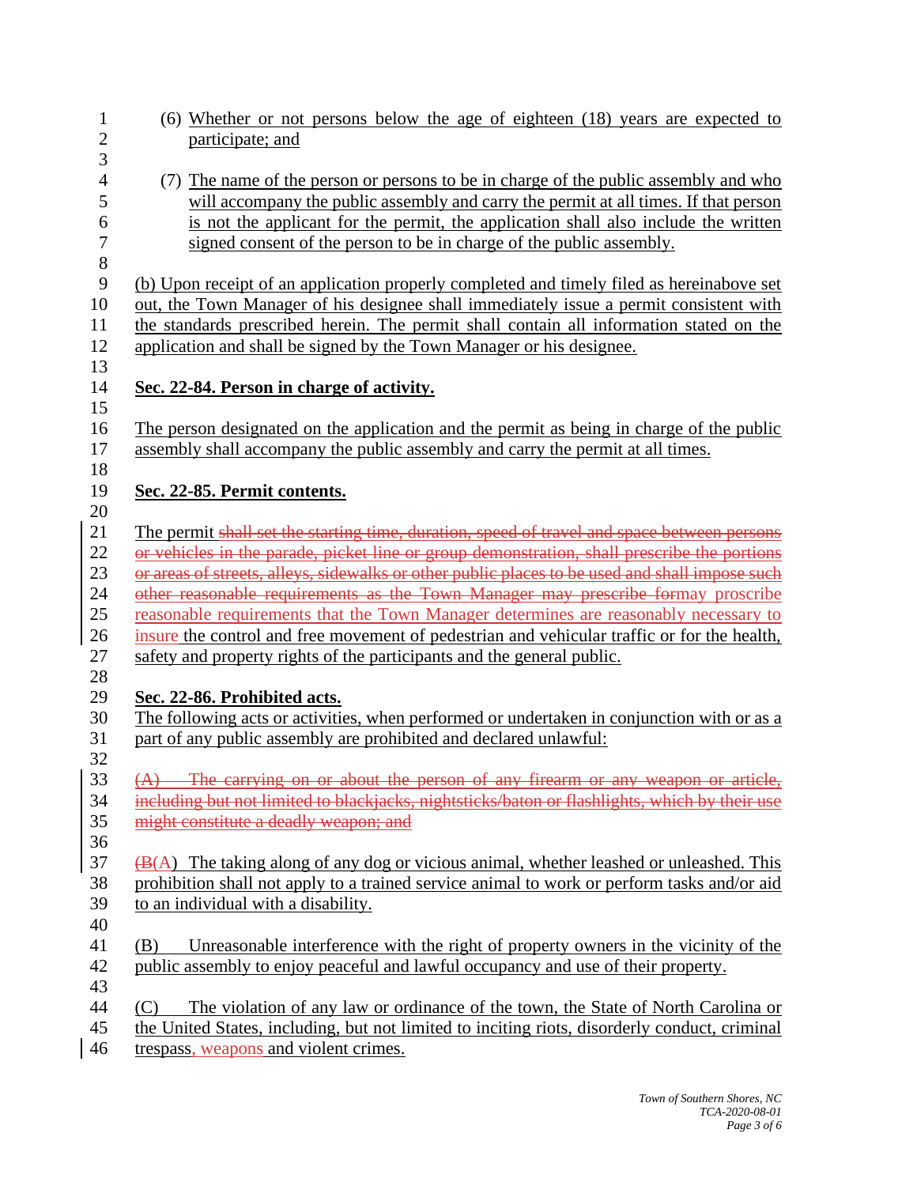(6) Whether or not persons below the age of eighteen (18) years are expected to participate; and

(7) The name of the person or persons to be in charge of the public assembly and who will accompany the public assembly and carry the permit at all times. If that person is not the applicant for the permit, the application shall also include the written signed consent of the person to be in charge of the public assembly.

(b) Upon receipt of an application properly completed and timely filed as hereinabove set out, the Town Manager of his designee shall immediately issue a permit consistent with the standards prescribed herein. The permit shall contain all information stated on the application and shall be signed by the Town Manager or his designee.

**Sec. 22-84. Person in charge of activity.**

The person designated on the application and the permit as being in charge of the public assembly shall accompany the public assembly and carry the permit at all times.

**Sec. 22-85. Permit contents.**

The permit ~~shall set the starting time, duration, speed of travel and space between persons or vehicles in the parade, picket line or group demonstration, shall prescribe the portions or areas of streets, alleys, sidewalks or other public places to be used and shall impose such other reasonable requirements as the Town Manager may prescribe for~~may proscribe reasonable requirements that the Town Manager determines are reasonably necessary to insure the control and free movement of pedestrian and vehicular traffic or for the health, safety and property rights of the participants and the general public.

**Sec. 22-86. Prohibited acts.**

The following acts or activities, when performed or undertaken in conjunction with or as a part of any public assembly are prohibited and declared unlawful:

~~(A) The carrying on or about the person of any firearm or any weapon or article, including but not limited to blackjacks, nightsticks/baton or flashlights, which by their use might constitute a deadly weapon; and~~

~~(B~~(A) The taking along of any dog or vicious animal, whether leashed or unleashed. This prohibition shall not apply to a trained service animal to work or perform tasks and/or aid to an individual with a disability.

(B) Unreasonable interference with the right of property owners in the vicinity of the public assembly to enjoy peaceful and lawful occupancy and use of their property.

(C) The violation of any law or ordinance of the town, the State of North Carolina or the United States, including, but not limited to inciting riots, disorderly conduct, criminal trespass, weapons and violent crimes.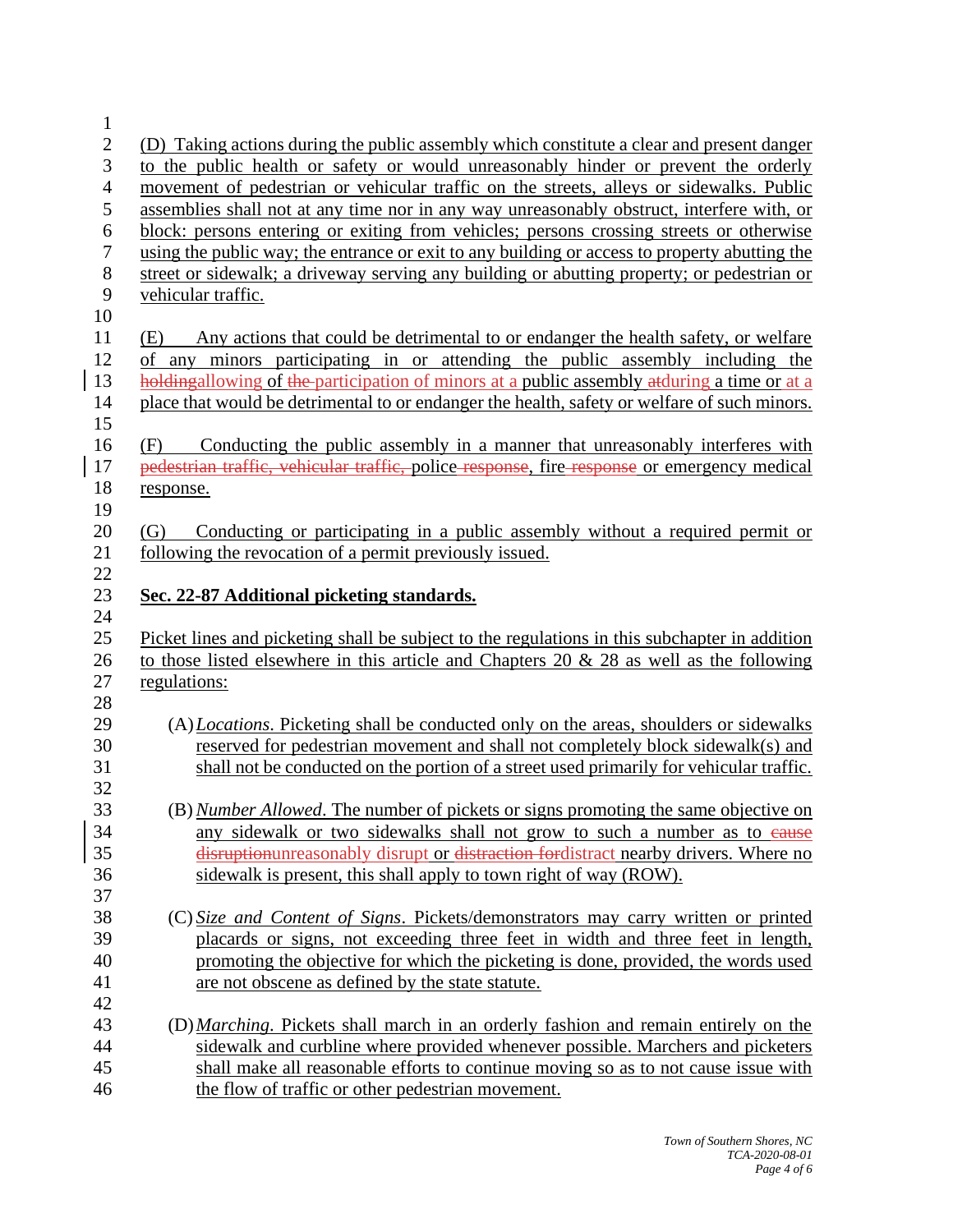(D) Taking actions during the public assembly which constitute a clear and present danger to the public health or safety or would unreasonably hinder or prevent the orderly movement of pedestrian or vehicular traffic on the streets, alleys or sidewalks. Public assemblies shall not at any time nor in any way unreasonably obstruct, interfere with, or block: persons entering or exiting from vehicles; persons crossing streets or otherwise using the public way; the entrance or exit to any building or access to property abutting the street or sidewalk; a driveway serving any building or abutting property; or pedestrian or vehicular traffic.

(E) Any actions that could be detrimental to or endanger the health safety, or welfare of any minors participating in or attending the public assembly including the ~~holding~~allowing of ~~the~~ participation of minors at a public assembly ~~at~~during a time or at a place that would be detrimental to or endanger the health, safety or welfare of such minors.

(F) Conducting the public assembly in a manner that unreasonably interferes with ~~pedestrian traffic, vehicular traffic,~~ police ~~response~~, fire ~~response~~ or emergency medical response.

(G) Conducting or participating in a public assembly without a required permit or following the revocation of a permit previously issued.

**Sec. 22-87 Additional picketing standards.**

Picket lines and picketing shall be subject to the regulations in this subchapter in addition to those listed elsewhere in this article and Chapters 20 & 28 as well as the following regulations:

(A) *Locations*. Picketing shall be conducted only on the areas, shoulders or sidewalks reserved for pedestrian movement and shall not completely block sidewalk(s) and shall not be conducted on the portion of a street used primarily for vehicular traffic.

(B) *Number Allowed*. The number of pickets or signs promoting the same objective on any sidewalk or two sidewalks shall not grow to such a number as to ~~cause disruption~~unreasonably disrupt or ~~distraction for~~distract nearby drivers. Where no sidewalk is present, this shall apply to town right of way (ROW).

(C) *Size and Content of Signs*. Pickets/demonstrators may carry written or printed placards or signs, not exceeding three feet in width and three feet in length, promoting the objective for which the picketing is done, provided, the words used are not obscene as defined by the state statute.

(D) *Marching*. Pickets shall march in an orderly fashion and remain entirely on the sidewalk and curbline where provided whenever possible. Marchers and picketers shall make all reasonable efforts to continue moving so as to not cause issue with the flow of traffic or other pedestrian movement.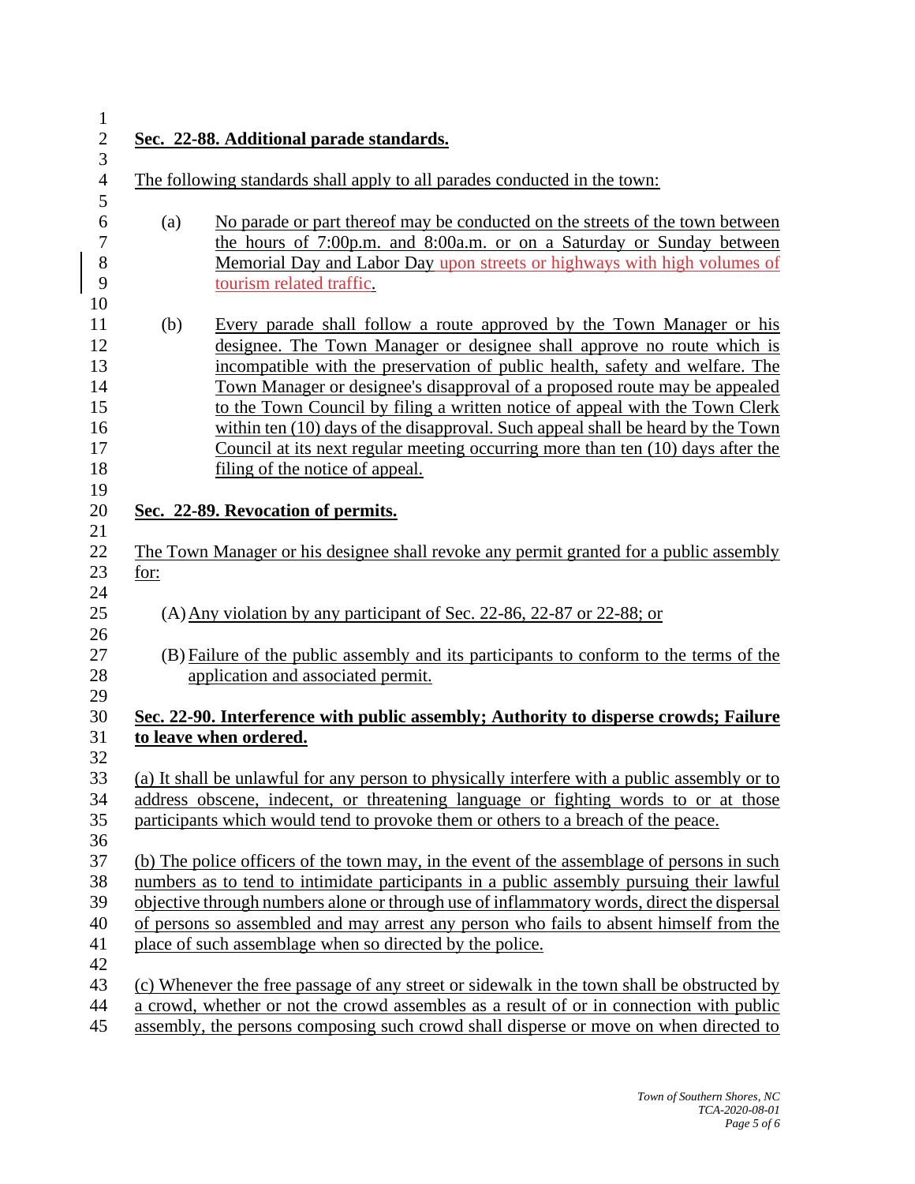**Sec. 22-88. Additional parade standards.**

The following standards shall apply to all parades conducted in the town:

(a) No parade or part thereof may be conducted on the streets of the town between the hours of 7:00p.m. and 8:00a.m. or on a Saturday or Sunday between Memorial Day and Labor Day upon streets or highways with high volumes of tourism related traffic.

(b) Every parade shall follow a route approved by the Town Manager or his designee. The Town Manager or designee shall approve no route which is incompatible with the preservation of public health, safety and welfare. The Town Manager or designee's disapproval of a proposed route may be appealed to the Town Council by filing a written notice of appeal with the Town Clerk within ten (10) days of the disapproval. Such appeal shall be heard by the Town Council at its next regular meeting occurring more than ten (10) days after the filing of the notice of appeal.

**Sec. 22-89. Revocation of permits.**

The Town Manager or his designee shall revoke any permit granted for a public assembly for:

(A) Any violation by any participant of Sec. 22-86, 22-87 or 22-88; or

(B) Failure of the public assembly and its participants to conform to the terms of the application and associated permit.

**Sec. 22-90. Interference with public assembly; Authority to disperse crowds; Failure to leave when ordered.**

(a) It shall be unlawful for any person to physically interfere with a public assembly or to address obscene, indecent, or threatening language or fighting words to or at those participants which would tend to provoke them or others to a breach of the peace.

(b) The police officers of the town may, in the event of the assemblage of persons in such numbers as to tend to intimidate participants in a public assembly pursuing their lawful objective through numbers alone or through use of inflammatory words, direct the dispersal of persons so assembled and may arrest any person who fails to absent himself from the place of such assemblage when so directed by the police.

(c) Whenever the free passage of any street or sidewalk in the town shall be obstructed by a crowd, whether or not the crowd assembles as a result of or in connection with public assembly, the persons composing such crowd shall disperse or move on when directed to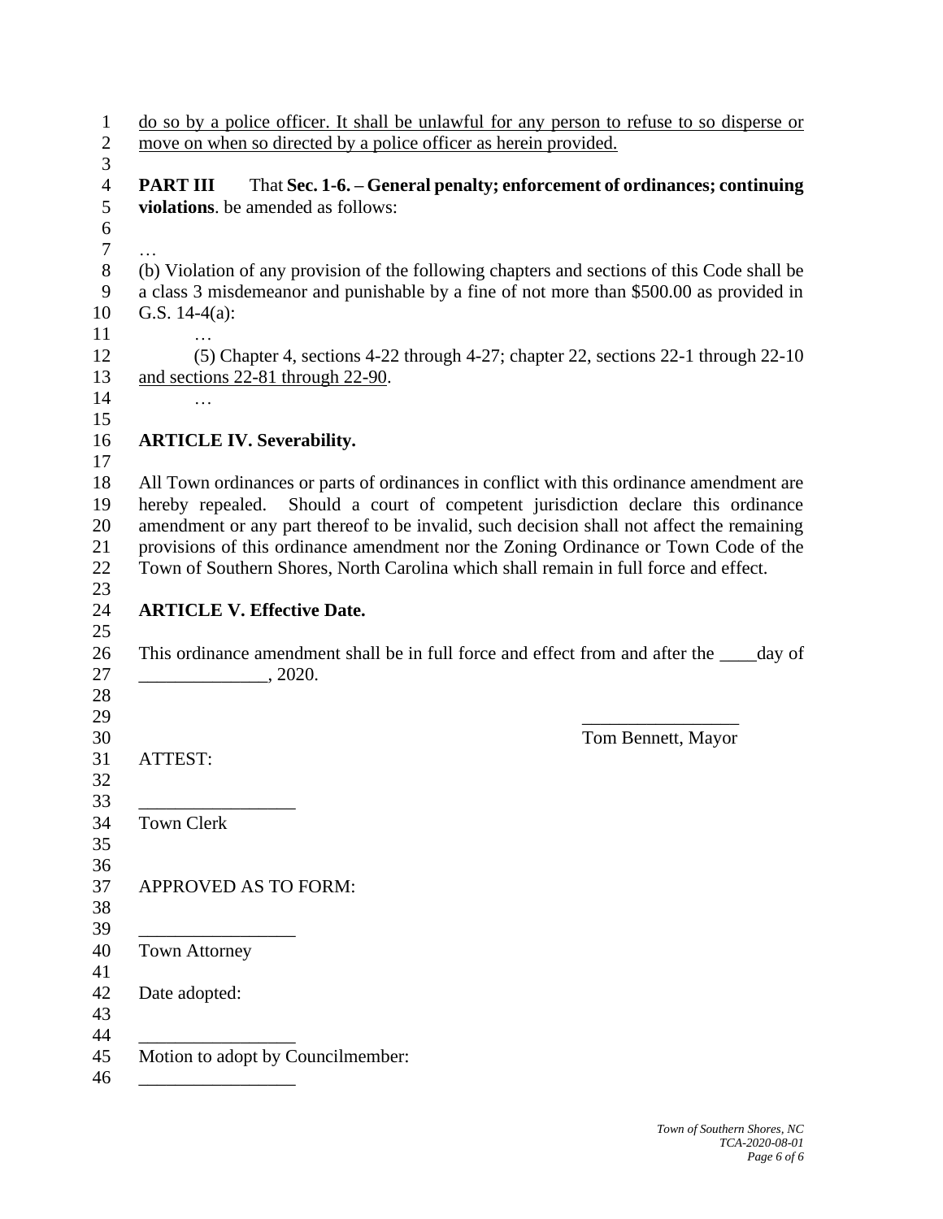<u>do so by a police officer. It shall be unlawful for any person to refuse to so disperse or move on when so directed by a police officer as herein provided.</u>

**PART III** That **Sec. 1-6. – General penalty; enforcement of ordinances; continuing violations**. be amended as follows:

…

(b) Violation of any provision of the following chapters and sections of this Code shall be a class 3 misdemeanor and punishable by a fine of not more than $500.00 as provided in G.S. 14-4(a):

…

(5) Chapter 4, sections 4-22 through 4-27; chapter 22, sections 22-1 through 22-10 <u>and sections 22-81 through 22-90</u>.

…

**ARTICLE IV. Severability.**

All Town ordinances or parts of ordinances in conflict with this ordinance amendment are hereby repealed. Should a court of competent jurisdiction declare this ordinance amendment or any part thereof to be invalid, such decision shall not affect the remaining provisions of this ordinance amendment nor the Zoning Ordinance or Town Code of the Town of Southern Shores, North Carolina which shall remain in full force and effect.

**ARTICLE V. Effective Date.**

This ordinance amendment shall be in full force and effect from and after the ____day of ______________, 2020.

________________
Tom Bennett, Mayor

ATTEST:

________________
Town Clerk

APPROVED AS TO FORM:

________________
Town Attorney

Date adopted:

________________
Motion to adopt by Councilmember:
________________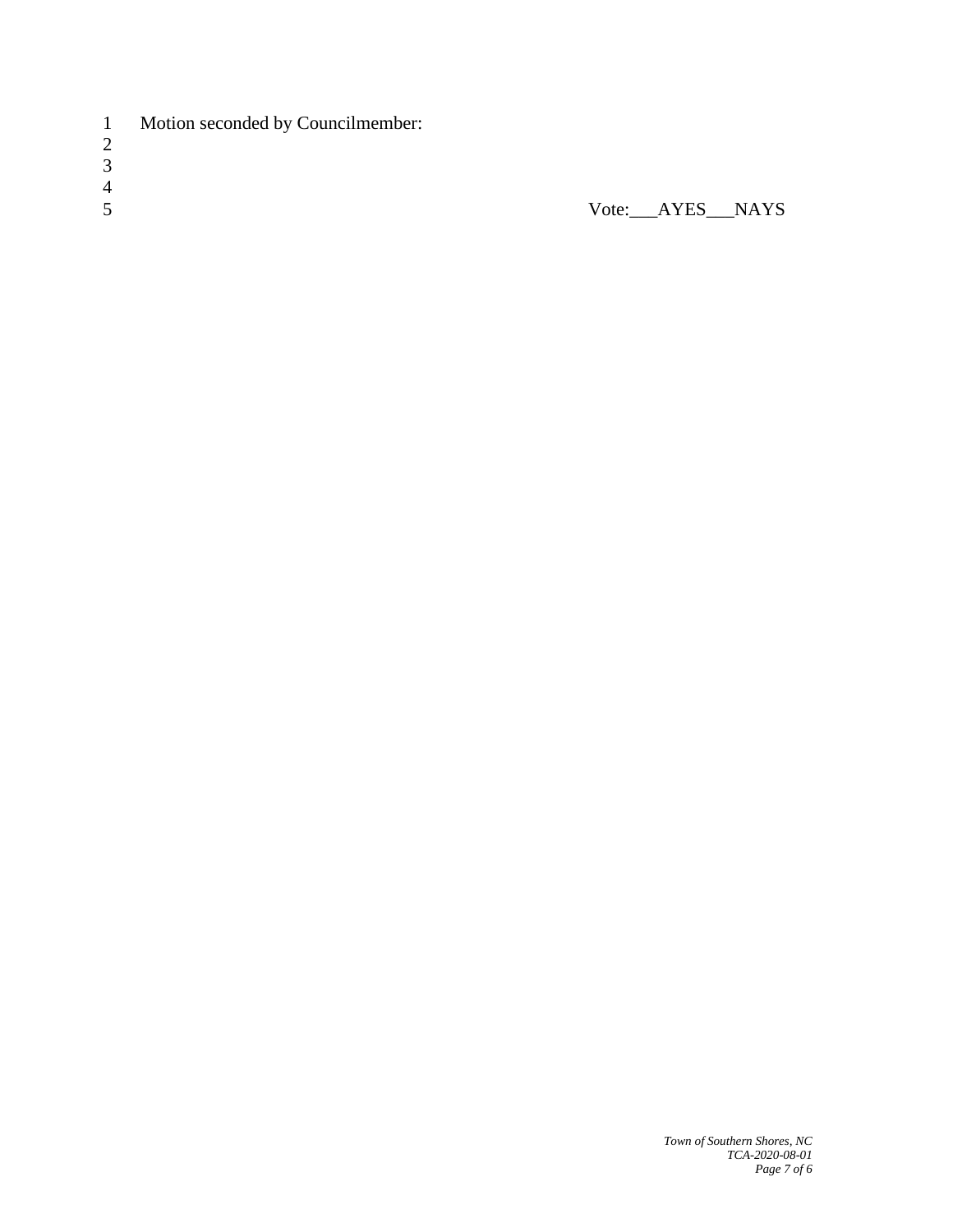Motion seconded by Councilmember:

Vote:___AYES___NAYS